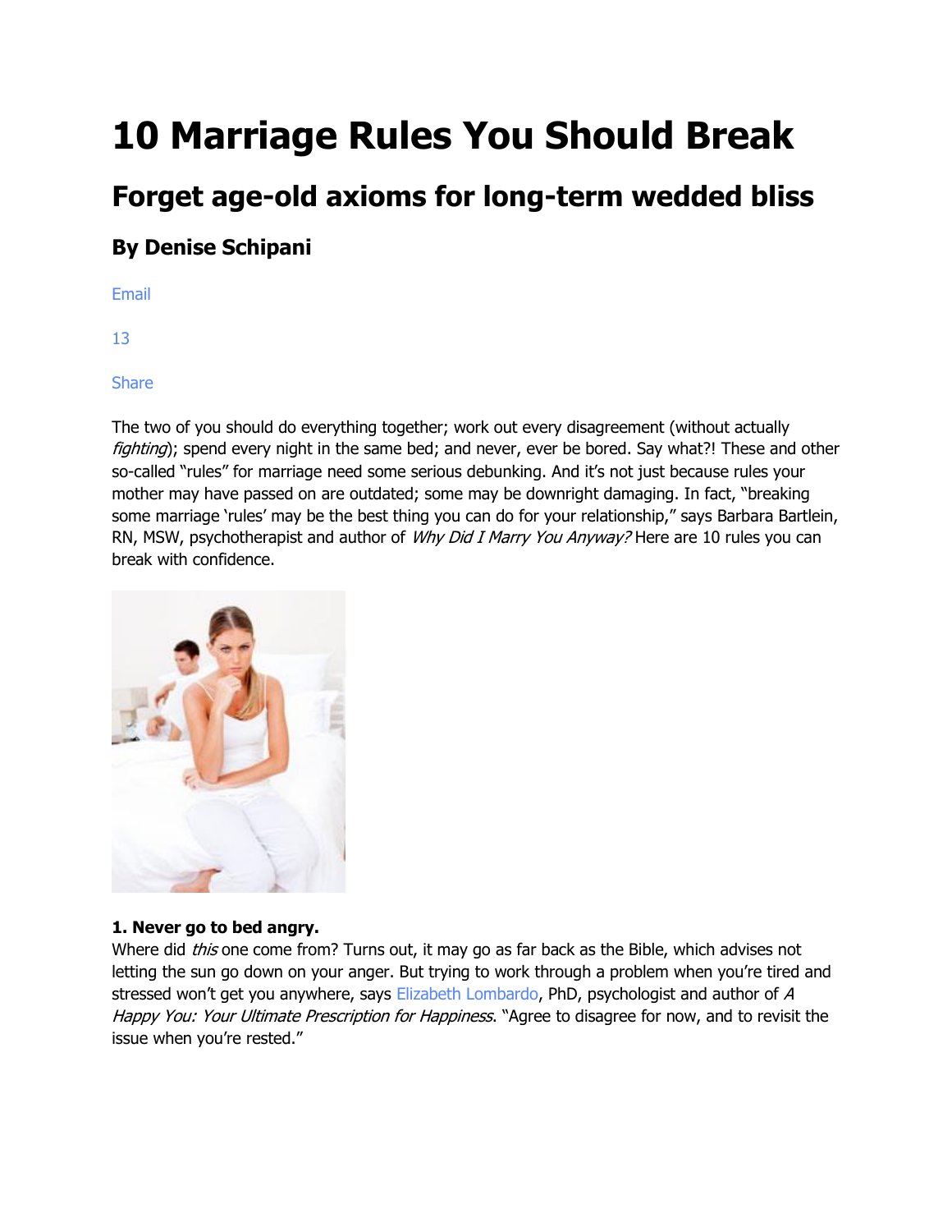# 10 Marriage Rules You Should Break

## Forget age-old axioms for long-term wedded bliss

### By Denise Schipani

Email

13

Share

The two of you should do everything together; work out every disagreement (without actually *fighting*); spend every night in the same bed; and never, ever be bored. Say what?! These and other so-called "rules" for marriage need some serious debunking. And it's not just because rules your mother may have passed on are outdated; some may be downright damaging. In fact, "breaking some marriage 'rules' may be the best thing you can do for your relationship," says Barbara Bartlein, RN, MSW, psychotherapist and author of *Why Did I Marry You Anyway?* Here are 10 rules you can break with confidence.

**1. Never go to bed angry.**
Where did *this* one come from? Turns out, it may go as far back as the Bible, which advises not letting the sun go down on your anger. But trying to work through a problem when you're tired and stressed won't get you anywhere, says Elizabeth Lombardo, PhD, psychologist and author of *A Happy You: Your Ultimate Prescription for Happiness*. "Agree to disagree for now, and to revisit the issue when you're rested."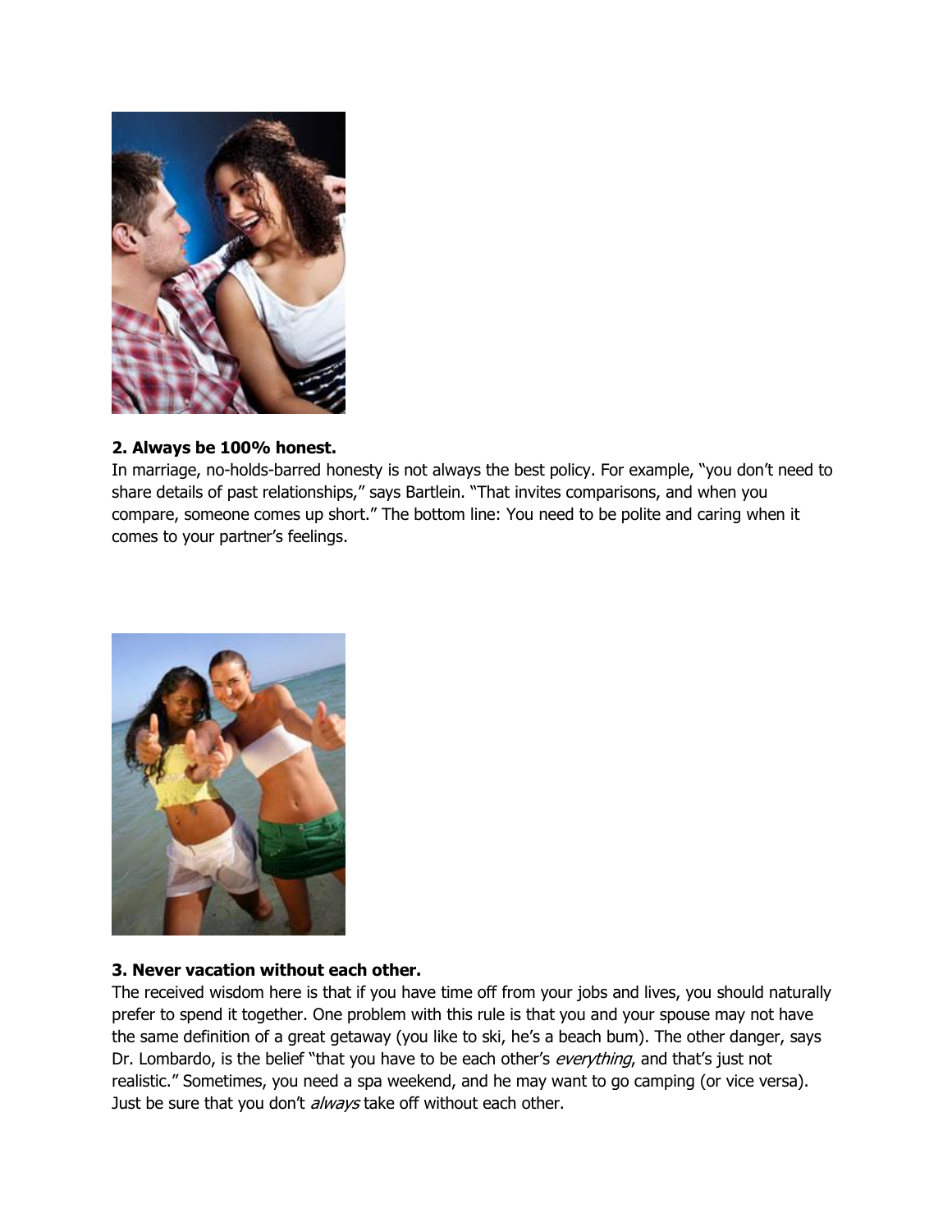**2. Always be 100% honest.**

In marriage, no-holds-barred honesty is not always the best policy. For example, "you don't need to share details of past relationships," says Bartlein. "That invites comparisons, and when you compare, someone comes up short." The bottom line: You need to be polite and caring when it comes to your partner's feelings.

**3. Never vacation without each other.**

The received wisdom here is that if you have time off from your jobs and lives, you should naturally prefer to spend it together. One problem with this rule is that you and your spouse may not have the same definition of a great getaway (you like to ski, he's a beach bum). The other danger, says Dr. Lombardo, is the belief "that you have to be each other's *everything*, and that's just not realistic." Sometimes, you need a spa weekend, and he may want to go camping (or vice versa). Just be sure that you don't *always* take off without each other.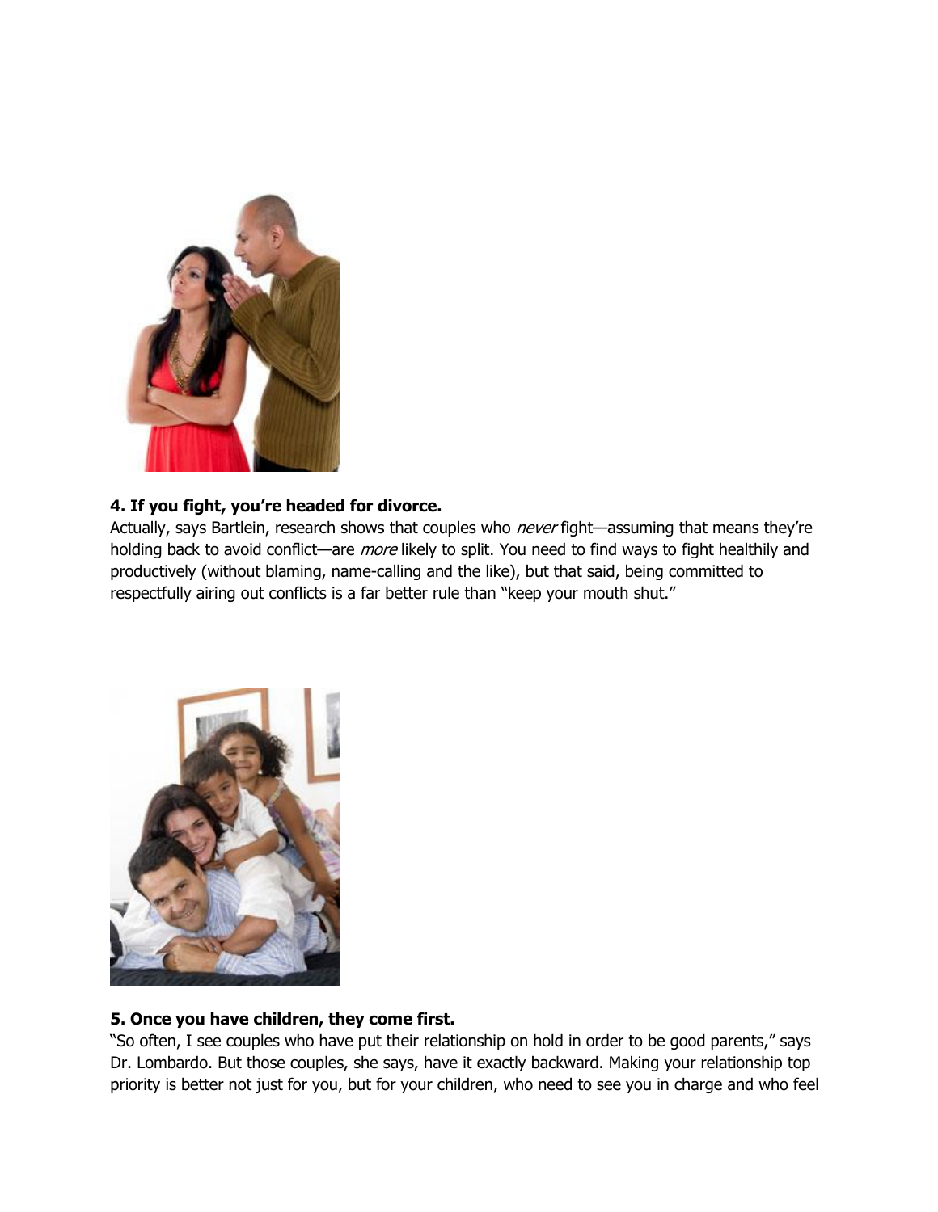**4. If you fight, you're headed for divorce.**

Actually, says Bartlein, research shows that couples who *never* fight—assuming that means they're holding back to avoid conflict—are *more* likely to split. You need to find ways to fight healthily and productively (without blaming, name-calling and the like), but that said, being committed to respectfully airing out conflicts is a far better rule than "keep your mouth shut."

**5. Once you have children, they come first.**

"So often, I see couples who have put their relationship on hold in order to be good parents," says Dr. Lombardo. But those couples, she says, have it exactly backward. Making your relationship top priority is better not just for you, but for your children, who need to see you in charge and who feel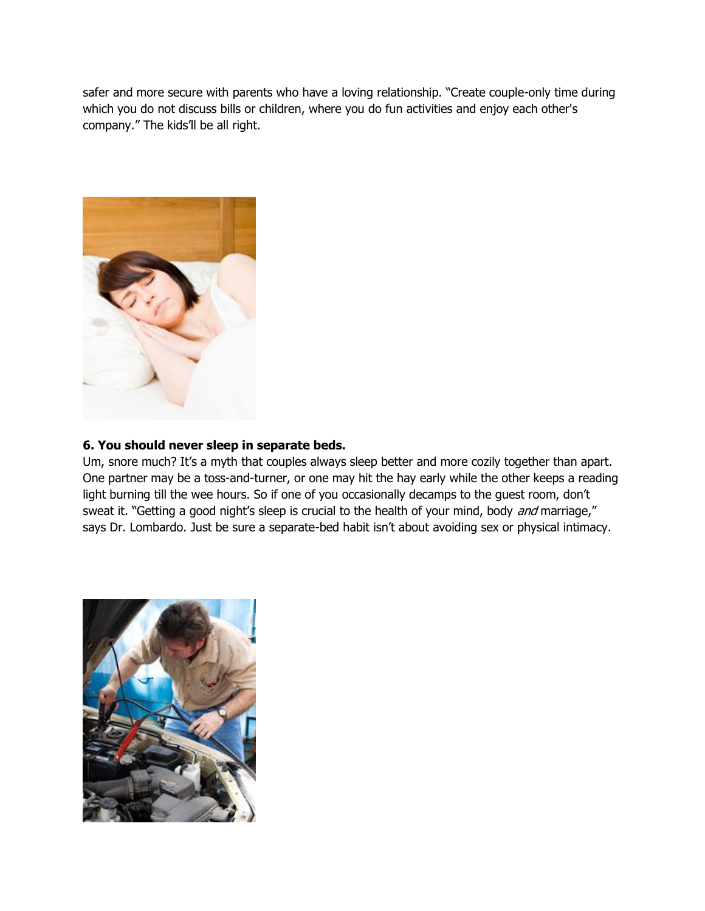safer and more secure with parents who have a loving relationship. "Create couple-only time during which you do not discuss bills or children, where you do fun activities and enjoy each other's company." The kids'll be all right.

**6. You should never sleep in separate beds.**

Um, snore much? It's a myth that couples always sleep better and more cozily together than apart. One partner may be a toss-and-turner, or one may hit the hay early while the other keeps a reading light burning till the wee hours. So if one of you occasionally decamps to the guest room, don't sweat it. "Getting a good night's sleep is crucial to the health of your mind, body *and* marriage," says Dr. Lombardo. Just be sure a separate-bed habit isn't about avoiding sex or physical intimacy.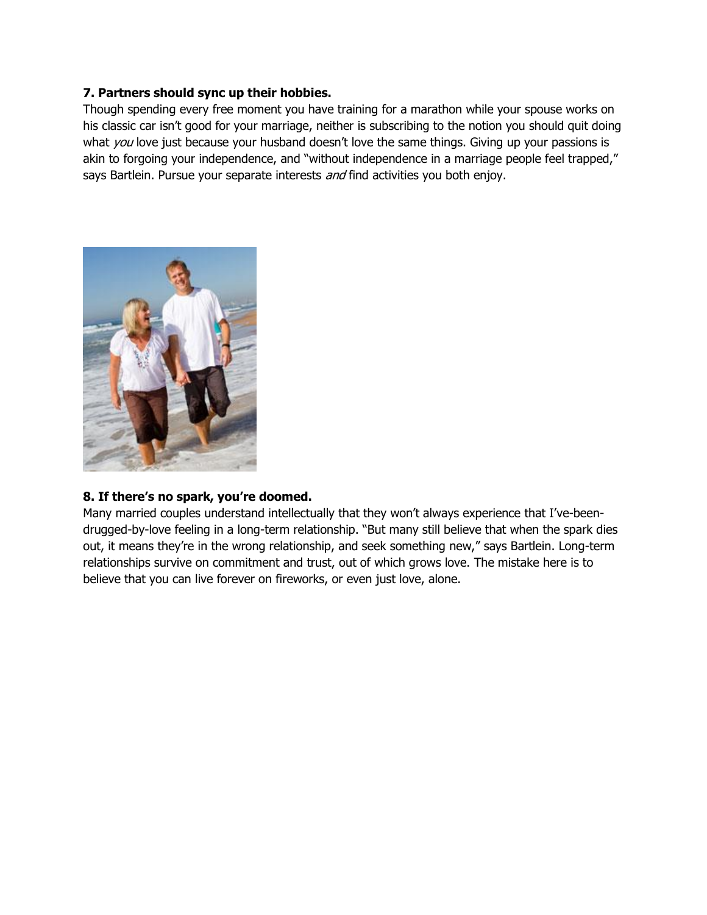**7. Partners should sync up their hobbies.**

Though spending every free moment you have training for a marathon while your spouse works on his classic car isn't good for your marriage, neither is subscribing to the notion you should quit doing what *you* love just because your husband doesn't love the same things. Giving up your passions is akin to forgoing your independence, and "without independence in a marriage people feel trapped," says Bartlein. Pursue your separate interests *and* find activities you both enjoy.

**8. If there's no spark, you're doomed.**

Many married couples understand intellectually that they won't always experience that I've-been-drugged-by-love feeling in a long-term relationship. "But many still believe that when the spark dies out, it means they're in the wrong relationship, and seek something new," says Bartlein. Long-term relationships survive on commitment and trust, out of which grows love. The mistake here is to believe that you can live forever on fireworks, or even just love, alone.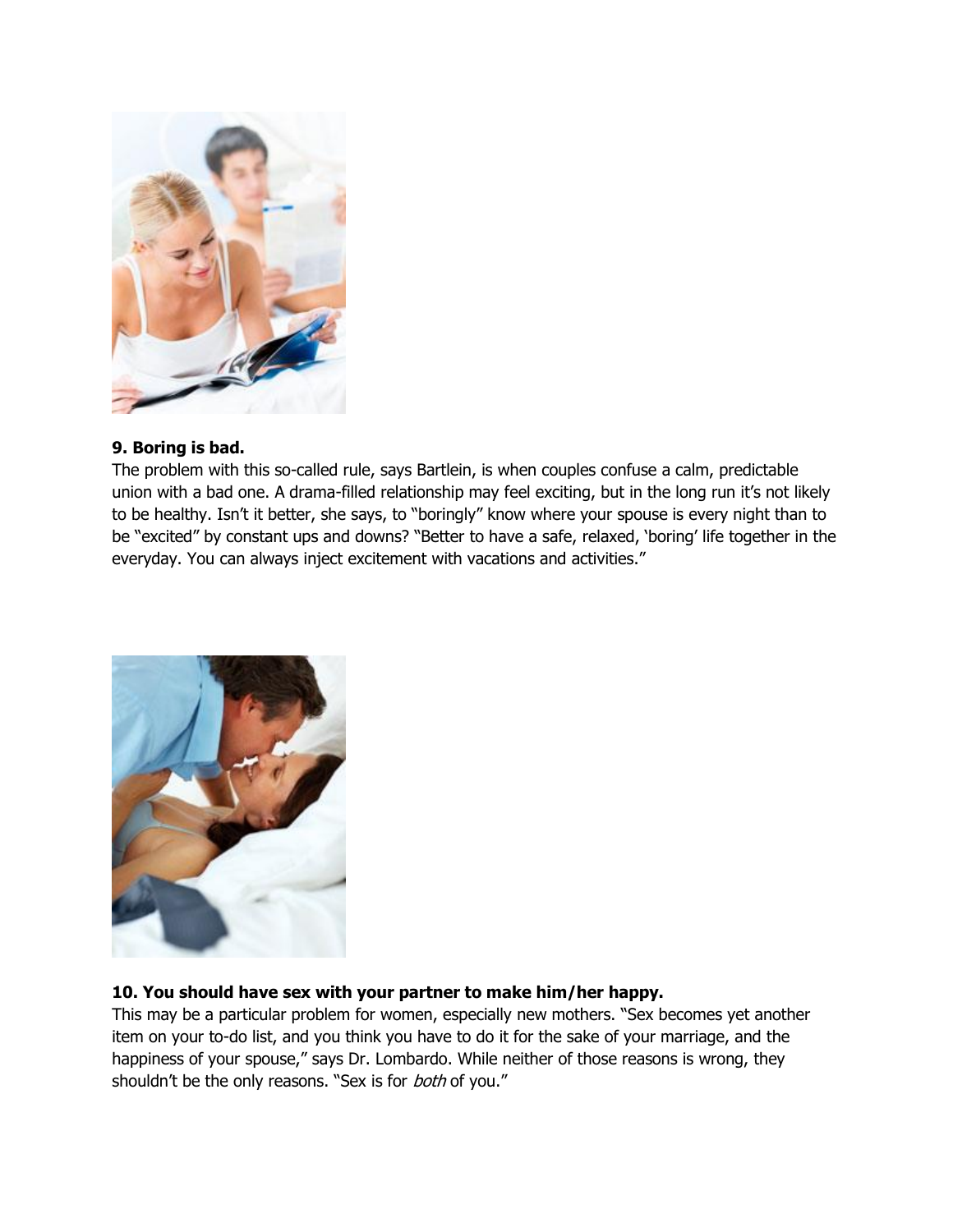**9. Boring is bad.**

The problem with this so-called rule, says Bartlein, is when couples confuse a calm, predictable union with a bad one. A drama-filled relationship may feel exciting, but in the long run it's not likely to be healthy. Isn't it better, she says, to "boringly" know where your spouse is every night than to be "excited" by constant ups and downs? "Better to have a safe, relaxed, 'boring' life together in the everyday. You can always inject excitement with vacations and activities."

**10. You should have sex with your partner to make him/her happy.**

This may be a particular problem for women, especially new mothers. "Sex becomes yet another item on your to-do list, and you think you have to do it for the sake of your marriage, and the happiness of your spouse," says Dr. Lombardo. While neither of those reasons is wrong, they shouldn't be the only reasons. "Sex is for *both* of you."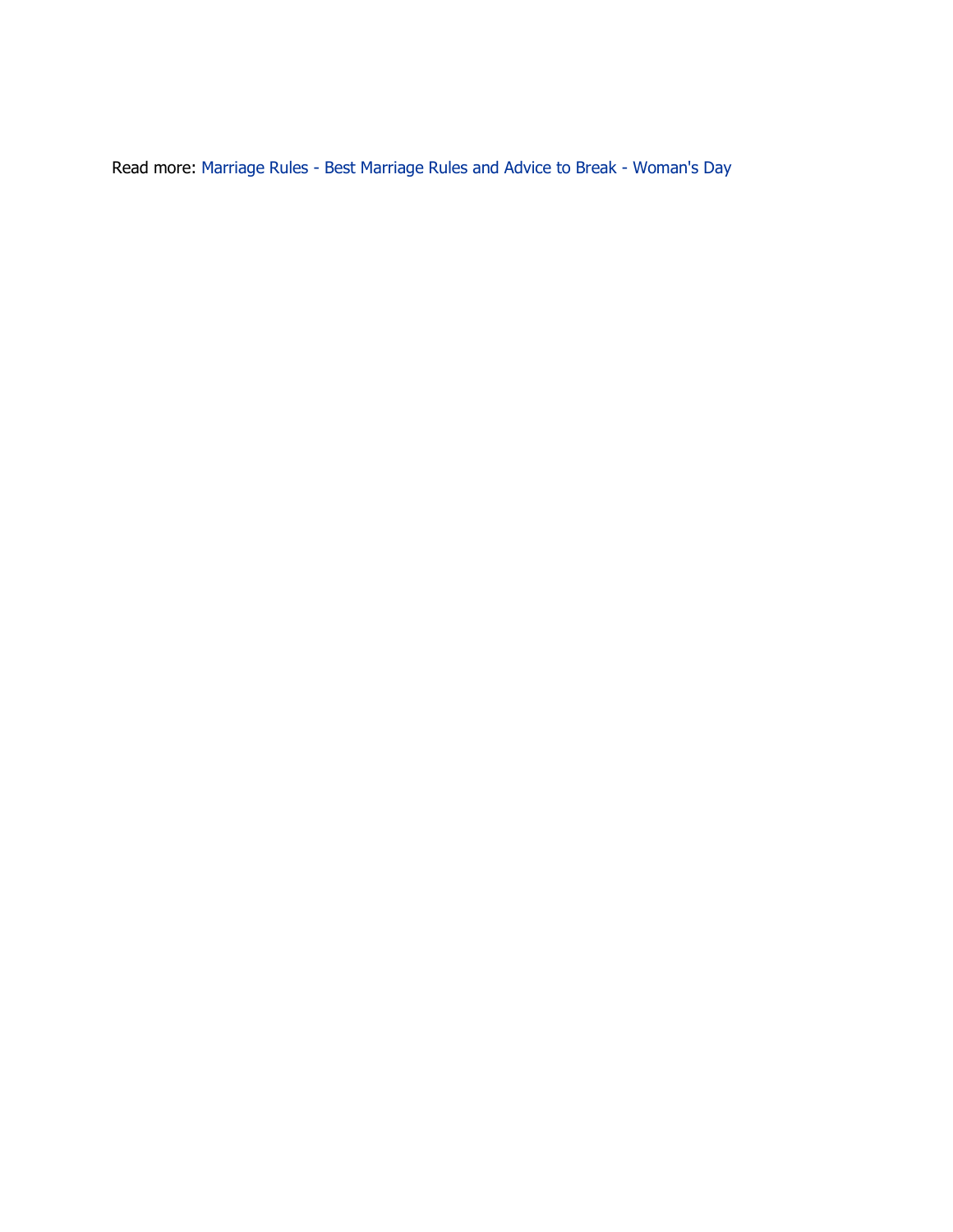Read more: Marriage Rules - Best Marriage Rules and Advice to Break - Woman's Day